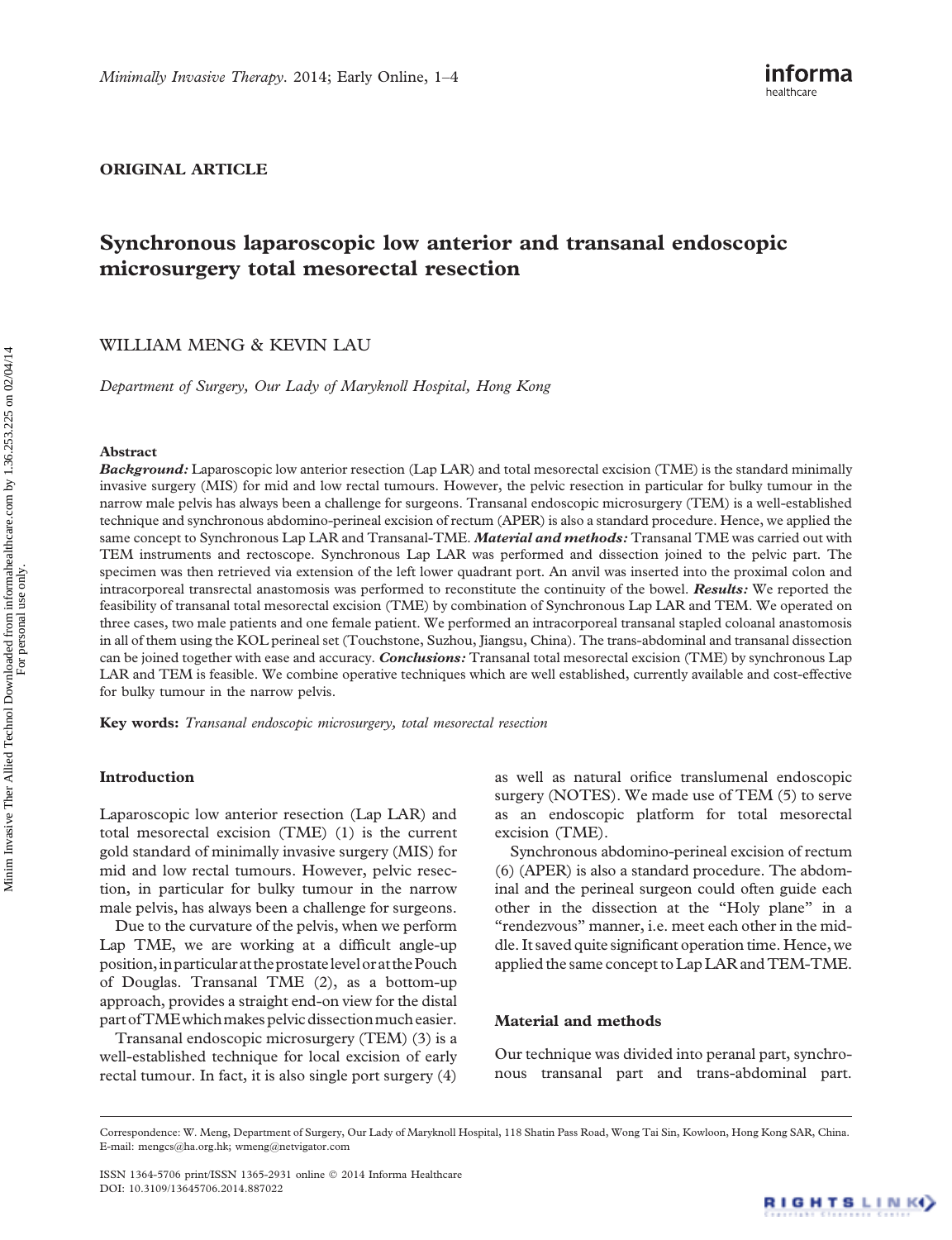ORIGINAL ARTICLE

# Synchronous laparoscopic low anterior and transanal endoscopic microsurgery total mesorectal resection

WILLIAM MENG & KEVIN LAU

*Department of Surgery, Our Lady of Maryknoll Hospital, Hong Kong*

## Abstract

***Background:*** Laparoscopic low anterior resection (Lap LAR) and total mesorectal excision (TME) is the standard minimally invasive surgery (MIS) for mid and low rectal tumours. However, the pelvic resection in particular for bulky tumour in the narrow male pelvis has always been a challenge for surgeons. Transanal endoscopic microsurgery (TEM) is a well-established technique and synchronous abdomino-perineal excision of rectum (APER) is also a standard procedure. Hence, we applied the same concept to Synchronous Lap LAR and Transanal-TME. ***Material and methods:*** Transanal TME was carried out with TEM instruments and rectoscope. Synchronous Lap LAR was performed and dissection joined to the pelvic part. The specimen was then retrieved via extension of the left lower quadrant port. An anvil was inserted into the proximal colon and intracorporeal transrectal anastomosis was performed to reconstitute the continuity of the bowel. ***Results:*** We reported the feasibility of transanal total mesorectal excision (TME) by combination of Synchronous Lap LAR and TEM. We operated on three cases, two male patients and one female patient. We performed an intracorporeal transanal stapled coloanal anastomosis in all of them using the KOL perineal set (Touchstone, Suzhou, Jiangsu, China). The trans-abdominal and transanal dissection can be joined together with ease and accuracy. ***Conclusions:*** Transanal total mesorectal excision (TME) by synchronous Lap LAR and TEM is feasible. We combine operative techniques which are well established, currently available and cost-effective for bulky tumour in the narrow pelvis.

**Key words:** *Transanal endoscopic microsurgery, total mesorectal resection*

## Introduction

Laparoscopic low anterior resection (Lap LAR) and total mesorectal excision (TME) (1) is the current gold standard of minimally invasive surgery (MIS) for mid and low rectal tumours. However, pelvic resection, in particular for bulky tumour in the narrow male pelvis, has always been a challenge for surgeons.

Due to the curvature of the pelvis, when we perform Lap TME, we are working at a difficult angle-up position, in particular at the prostate level or at the Pouch of Douglas. Transanal TME (2), as a bottom-up approach, provides a straight end-on view for the distal part of TME which makes pelvic dissection much easier.

Transanal endoscopic microsurgery (TEM) (3) is a well-established technique for local excision of early rectal tumour. In fact, it is also single port surgery (4) as well as natural orifice translumenal endoscopic surgery (NOTES). We made use of TEM (5) to serve as an endoscopic platform for total mesorectal excision (TME).

Synchronous abdomino-perineal excision of rectum (6) (APER) is also a standard procedure. The abdominal and the perineal surgeon could often guide each other in the dissection at the "Holy plane" in a "rendezvous" manner, i.e. meet each other in the middle. It saved quite significant operation time. Hence, we applied the same concept to Lap LAR and TEM-TME.

## Material and methods

Our technique was divided into peranal part, synchronous transanal part and trans-abdominal part.

Correspondence: W. Meng, Department of Surgery, Our Lady of Maryknoll Hospital, 118 Shatin Pass Road, Wong Tai Sin, Kowloon, Hong Kong SAR, China. E-mail: mengcs@ha.org.hk; wmeng@netvigator.com

ISSN 1364-5706 print/ISSN 1365-2931 online © 2014 Informa Healthcare
DOI: 10.3109/13645706.2014.887022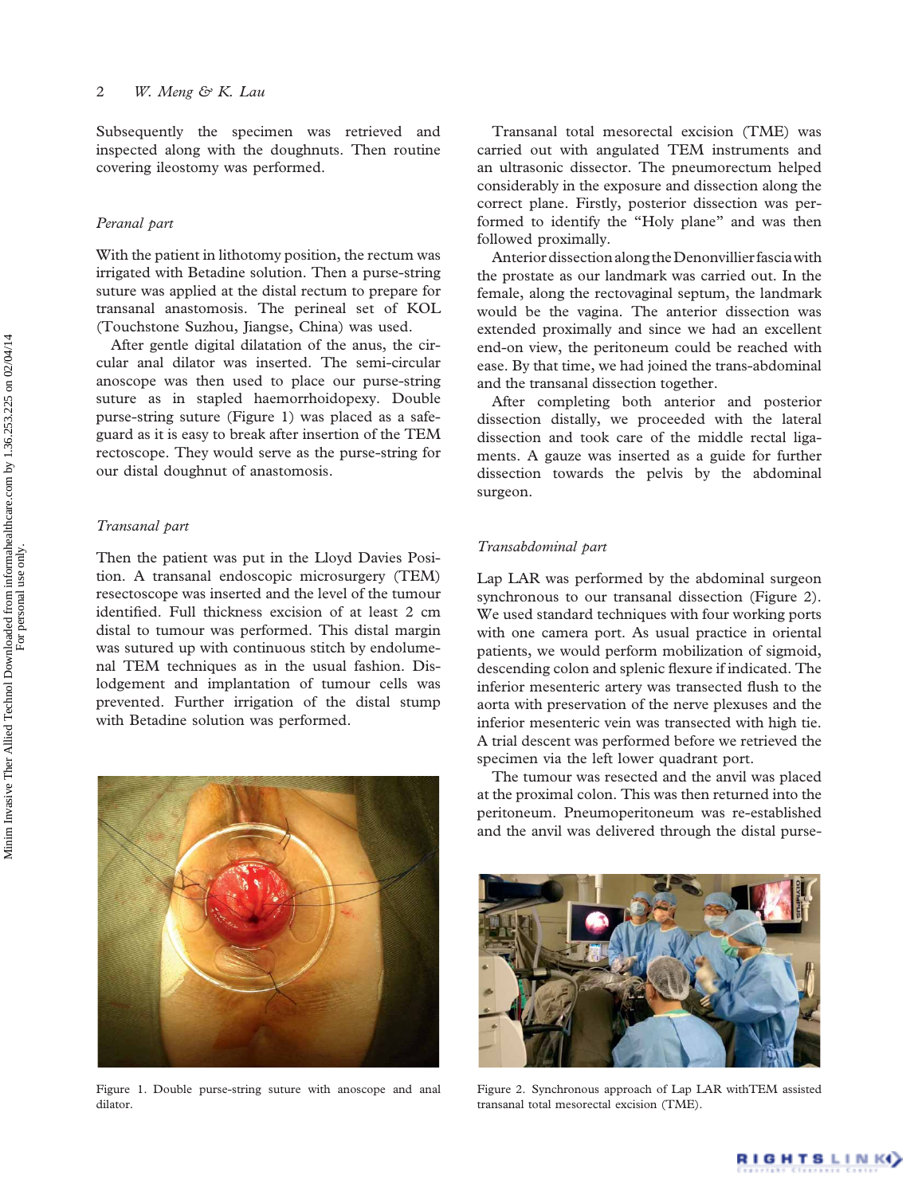Subsequently the specimen was retrieved and inspected along with the doughnuts. Then routine covering ileostomy was performed.

### *Peranal part*

With the patient in lithotomy position, the rectum was irrigated with Betadine solution. Then a purse-string suture was applied at the distal rectum to prepare for transanal anastomosis. The perineal set of KOL (Touchstone Suzhou, Jiangse, China) was used.

After gentle digital dilatation of the anus, the circular anal dilator was inserted. The semi-circular anoscope was then used to place our purse-string suture as in stapled haemorrhoidopexy. Double purse-string suture (Figure 1) was placed as a safeguard as it is easy to break after insertion of the TEM rectoscope. They would serve as the purse-string for our distal doughnut of anastomosis.

### *Transanal part*

Then the patient was put in the Lloyd Davies Position. A transanal endoscopic microsurgery (TEM) resectoscope was inserted and the level of the tumour identified. Full thickness excision of at least 2 cm distal to tumour was performed. This distal margin was sutured up with continuous stitch by endoluminal TEM techniques as in the usual fashion. Dislodgement and implantation of tumour cells was prevented. Further irrigation of the distal stump with Betadine solution was performed.

Figure 1. Double purse-string suture with anoscope and anal dilator.

Transanal total mesorectal excision (TME) was carried out with angulated TEM instruments and an ultrasonic dissector. The pneumorectum helped considerably in the exposure and dissection along the correct plane. Firstly, posterior dissection was performed to identify the "Holy plane" and was then followed proximally.

Anterior dissection along the Denonvillier fascia with the prostate as our landmark was carried out. In the female, along the rectovaginal septum, the landmark would be the vagina. The anterior dissection was extended proximally and since we had an excellent end-on view, the peritoneum could be reached with ease. By that time, we had joined the trans-abdominal and the transanal dissection together.

After completing both anterior and posterior dissection distally, we proceeded with the lateral dissection and took care of the middle rectal ligaments. A gauze was inserted as a guide for further dissection towards the pelvis by the abdominal surgeon.

### *Transabdominal part*

Lap LAR was performed by the abdominal surgeon synchronous to our transanal dissection (Figure 2). We used standard techniques with four working ports with one camera port. As usual practice in oriental patients, we would perform mobilization of sigmoid, descending colon and splenic flexure if indicated. The inferior mesenteric artery was transected flush to the aorta with preservation of the nerve plexuses and the inferior mesenteric vein was transected with high tie. A trial descent was performed before we retrieved the specimen via the left lower quadrant port.

The tumour was resected and the anvil was placed at the proximal colon. This was then returned into the peritoneum. Pneumoperitoneum was re-established and the anvil was delivered through the distal purse-

Figure 2. Synchronous approach of Lap LAR withTEM assisted transanal total mesorectal excision (TME).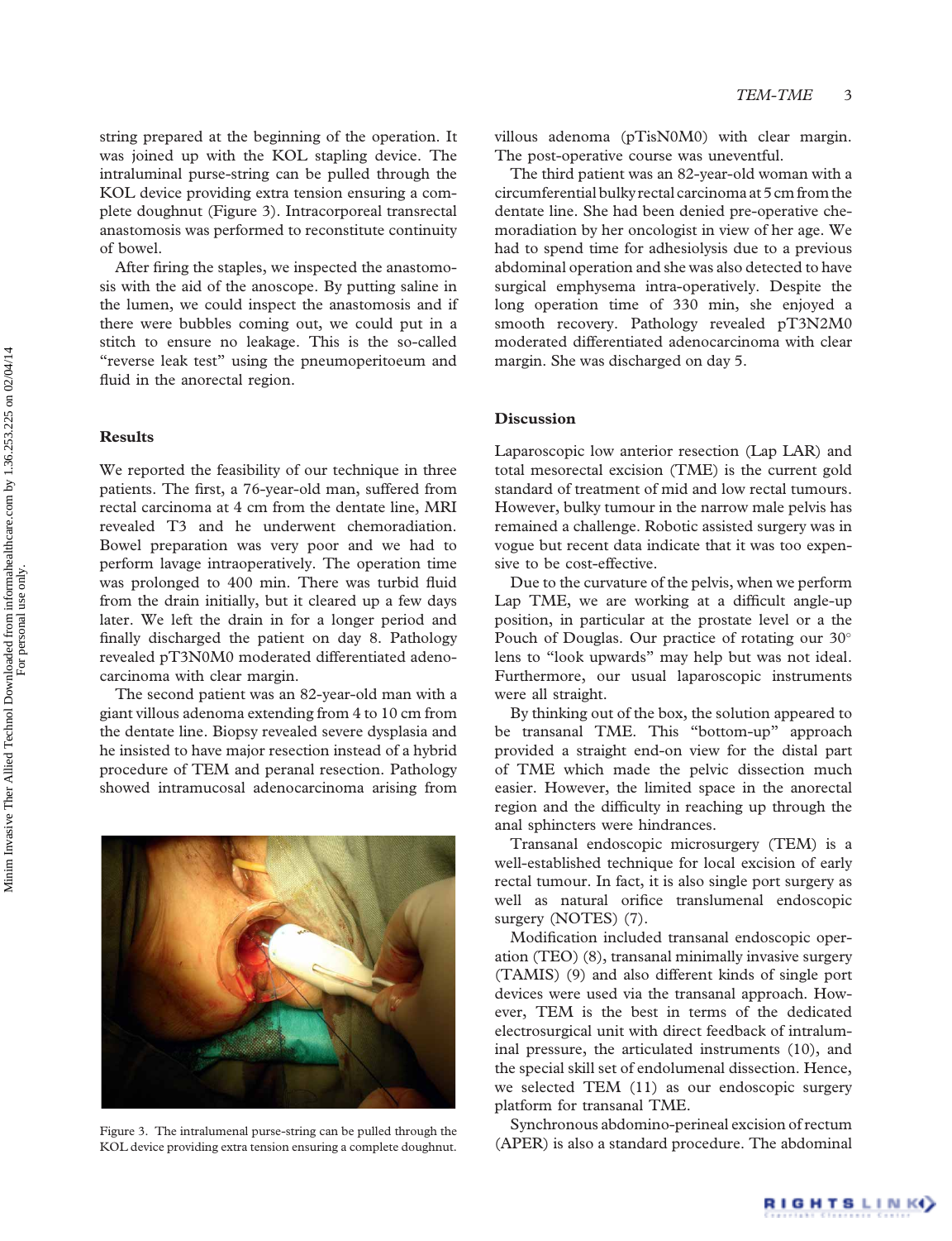string prepared at the beginning of the operation. It was joined up with the KOL stapling device. The intraluminal purse-string can be pulled through the KOL device providing extra tension ensuring a complete doughnut (Figure 3). Intracorporeal transrectal anastomosis was performed to reconstitute continuity of bowel.

After firing the staples, we inspected the anastomosis with the aid of the anoscope. By putting saline in the lumen, we could inspect the anastomosis and if there were bubbles coming out, we could put in a stitch to ensure no leakage. This is the so-called "reverse leak test" using the pneumoperitoeum and fluid in the anorectal region.

## Results

We reported the feasibility of our technique in three patients. The first, a 76-year-old man, suffered from rectal carcinoma at 4 cm from the dentate line, MRI revealed T3 and he underwent chemoradiation. Bowel preparation was very poor and we had to perform lavage intraoperatively. The operation time was prolonged to 400 min. There was turbid fluid from the drain initially, but it cleared up a few days later. We left the drain in for a longer period and finally discharged the patient on day 8. Pathology revealed pT3N0M0 moderated differentiated adenocarcinoma with clear margin.

The second patient was an 82-year-old man with a giant villous adenoma extending from 4 to 10 cm from the dentate line. Biopsy revealed severe dysplasia and he insisted to have major resection instead of a hybrid procedure of TEM and peranal resection. Pathology showed intramucosal adenocarcinoma arising from villous adenoma (pTisN0M0) with clear margin. The post-operative course was uneventful.

Figure 3. The intralumenal purse-string can be pulled through the KOL device providing extra tension ensuring a complete doughnut.

The third patient was an 82-year-old woman with a circumferential bulky rectal carcinoma at 5 cm from the dentate line. She had been denied pre-operative chemoradiation by her oncologist in view of her age. We had to spend time for adhesiolysis due to a previous abdominal operation and she was also detected to have surgical emphysema intra-operatively. Despite the long operation time of 330 min, she enjoyed a smooth recovery. Pathology revealed pT3N2M0 moderated differentiated adenocarcinoma with clear margin. She was discharged on day 5.

## Discussion

Laparoscopic low anterior resection (Lap LAR) and total mesorectal excision (TME) is the current gold standard of treatment of mid and low rectal tumours. However, bulky tumour in the narrow male pelvis has remained a challenge. Robotic assisted surgery was in vogue but recent data indicate that it was too expensive to be cost-effective.

Due to the curvature of the pelvis, when we perform Lap TME, we are working at a difficult angle-up position, in particular at the prostate level or a the Pouch of Douglas. Our practice of rotating our 30° lens to "look upwards" may help but was not ideal. Furthermore, our usual laparoscopic instruments were all straight.

By thinking out of the box, the solution appeared to be transanal TME. This "bottom-up" approach provided a straight end-on view for the distal part of TME which made the pelvic dissection much easier. However, the limited space in the anorectal region and the difficulty in reaching up through the anal sphincters were hindrances.

Transanal endoscopic microsurgery (TEM) is a well-established technique for local excision of early rectal tumour. In fact, it is also single port surgery as well as natural orifice translumenal endoscopic surgery (NOTES) (7).

Modification included transanal endoscopic operation (TEO) (8), transanal minimally invasive surgery (TAMIS) (9) and also different kinds of single port devices were used via the transanal approach. However, TEM is the best in terms of the dedicated electrosurgical unit with direct feedback of intraluminal pressure, the articulated instruments (10), and the special skill set of endolumenal dissection. Hence, we selected TEM (11) as our endoscopic surgery platform for transanal TME.

Synchronous abdomino-perineal excision of rectum (APER) is also a standard procedure. The abdominal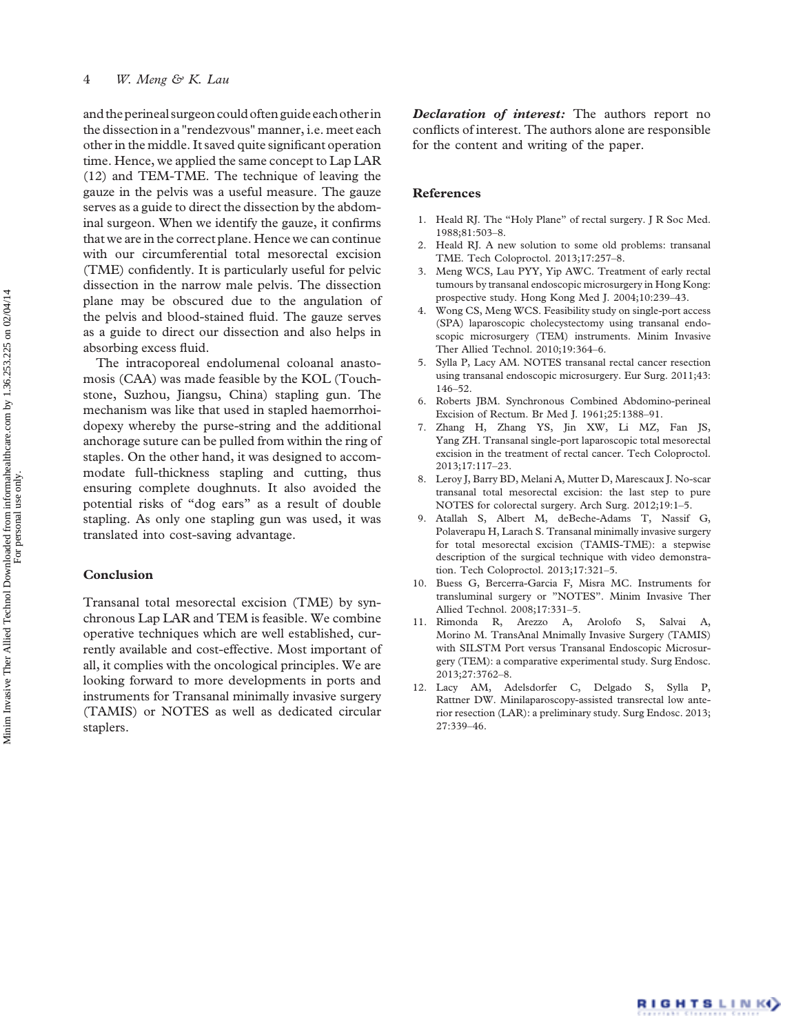and the perineal surgeon could often guide each other in the dissection in a "rendezvous" manner, i.e. meet each other in the middle. It saved quite significant operation time. Hence, we applied the same concept to Lap LAR (12) and TEM-TME. The technique of leaving the gauze in the pelvis was a useful measure. The gauze serves as a guide to direct the dissection by the abdominal surgeon. When we identify the gauze, it confirms that we are in the correct plane. Hence we can continue with our circumferential total mesorectal excision (TME) confidently. It is particularly useful for pelvic dissection in the narrow male pelvis. The dissection plane may be obscured due to the angulation of the pelvis and blood-stained fluid. The gauze serves as a guide to direct our dissection and also helps in absorbing excess fluid.

The intracoporeal endolumenal coloanal anastomosis (CAA) was made feasible by the KOL (Touchstone, Suzhou, Jiangsu, China) stapling gun. The mechanism was like that used in stapled haemorrhoidopexy whereby the purse-string and the additional anchorage suture can be pulled from within the ring of staples. On the other hand, it was designed to accommodate full-thickness stapling and cutting, thus ensuring complete doughnuts. It also avoided the potential risks of "dog ears" as a result of double stapling. As only one stapling gun was used, it was translated into cost-saving advantage.

## Conclusion

Transanal total mesorectal excision (TME) by synchronous Lap LAR and TEM is feasible. We combine operative techniques which are well established, currently available and cost-effective. Most important of all, it complies with the oncological principles. We are looking forward to more developments in ports and instruments for Transanal minimally invasive surgery (TAMIS) or NOTES as well as dedicated circular staplers.

***Declaration of interest:*** The authors report no conflicts of interest. The authors alone are responsible for the content and writing of the paper.

## References

1. Heald RJ. The "Holy Plane" of rectal surgery. J R Soc Med. 1988;81:503–8.
2. Heald RJ. A new solution to some old problems: transanal TME. Tech Coloproctol. 2013;17:257–8.
3. Meng WCS, Lau PYY, Yip AWC. Treatment of early rectal tumours by transanal endoscopic microsurgery in Hong Kong: prospective study. Hong Kong Med J. 2004;10:239–43.
4. Wong CS, Meng WCS. Feasibility study on single-port access (SPA) laparoscopic cholecystectomy using transanal endoscopic microsurgery (TEM) instruments. Minim Invasive Ther Allied Technol. 2010;19:364–6.
5. Sylla P, Lacy AM. NOTES transanal rectal cancer resection using transanal endoscopic microsurgery. Eur Surg. 2011;43: 146–52.
6. Roberts JBM. Synchronous Combined Abdomino-perineal Excision of Rectum. Br Med J. 1961;25:1388–91.
7. Zhang H, Zhang YS, Jin XW, Li MZ, Fan JS, Yang ZH. Transanal single-port laparoscopic total mesorectal excision in the treatment of rectal cancer. Tech Coloproctol. 2013;17:117–23.
8. Leroy J, Barry BD, Melani A, Mutter D, Marescaux J. No-scar transanal total mesorectal excision: the last step to pure NOTES for colorectal surgery. Arch Surg. 2012;19:1–5.
9. Atallah S, Albert M, deBeche-Adams T, Nassif G, Polaverapu H, Larach S. Transanal minimally invasive surgery for total mesorectal excision (TAMIS-TME): a stepwise description of the surgical technique with video demonstration. Tech Coloproctol. 2013;17:321–5.
10. Buess G, Bercerra-Garcia F, Misra MC. Instruments for transluminal surgery or "NOTES". Minim Invasive Ther Allied Technol. 2008;17:331–5.
11. Rimonda R, Arezzo A, Arolofo S, Salvai A, Morino M. TransAnal Mnimally Invasive Surgery (TAMIS) with SILSTM Port versus Transanal Endoscopic Microsurgery (TEM): a comparative experimental study. Surg Endosc. 2013;27:3762–8.
12. Lacy AM, Adelsdorfer C, Delgado S, Sylla P, Rattner DW. Minilaparoscopy-assisted transrectal low anterior resection (LAR): a preliminary study. Surg Endosc. 2013; 27:339–46.